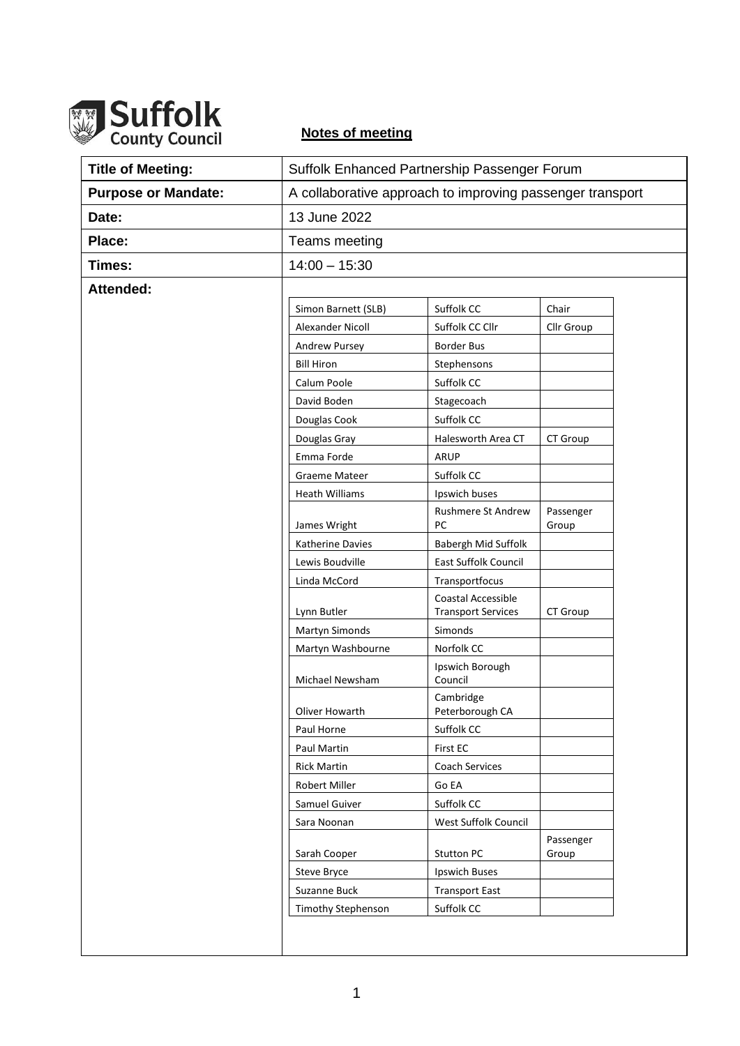**Suffolk County Council**

**Notes of meeting**

| **Title of Meeting:** | Suffolk Enhanced Partnership Passenger Forum |
|---|---|
| **Purpose or Mandate:** | A collaborative approach to improving passenger transport |
| **Date:** | 13 June 2022 |
| **Place:** | Teams meeting |
| **Times:** | 14:00 – 15:30 |

**Attended:**

| Name | Organisation | Role |
|---|---|---|
| Simon Barnett (SLB) | Suffolk CC | Chair |
| Alexander Nicoll | Suffolk CC Cllr | Cllr Group |
| Andrew Pursey | Border Bus | |
| Bill Hiron | Stephensons | |
| Calum Poole | Suffolk CC | |
| David Boden | Stagecoach | |
| Douglas Cook | Suffolk CC | |
| Douglas Gray | Halesworth Area CT | CT Group |
| Emma Forde | ARUP | |
| Graeme Mateer | Suffolk CC | |
| Heath Williams | Ipswich buses | |
| James Wright | Rushmere St Andrew PC | Passenger Group |
| Katherine Davies | Babergh Mid Suffolk | |
| Lewis Boudville | East Suffolk Council | |
| Linda McCord | Transportfocus | |
| Lynn Butler | Coastal Accessible Transport Services | CT Group |
| Martyn Simonds | Simonds | |
| Martyn Washbourne | Norfolk CC | |
| Michael Newsham | Ipswich Borough Council | |
| Oliver Howarth | Cambridge Peterborough CA | |
| Paul Horne | Suffolk CC | |
| Paul Martin | First EC | |
| Rick Martin | Coach Services | |
| Robert Miller | Go EA | |
| Samuel Guiver | Suffolk CC | |
| Sara Noonan | West Suffolk Council | |
| Sarah Cooper | Stutton PC | Passenger Group |
| Steve Bryce | Ipswich Buses | |
| Suzanne Buck | Transport East | |
| Timothy Stephenson | Suffolk CC | |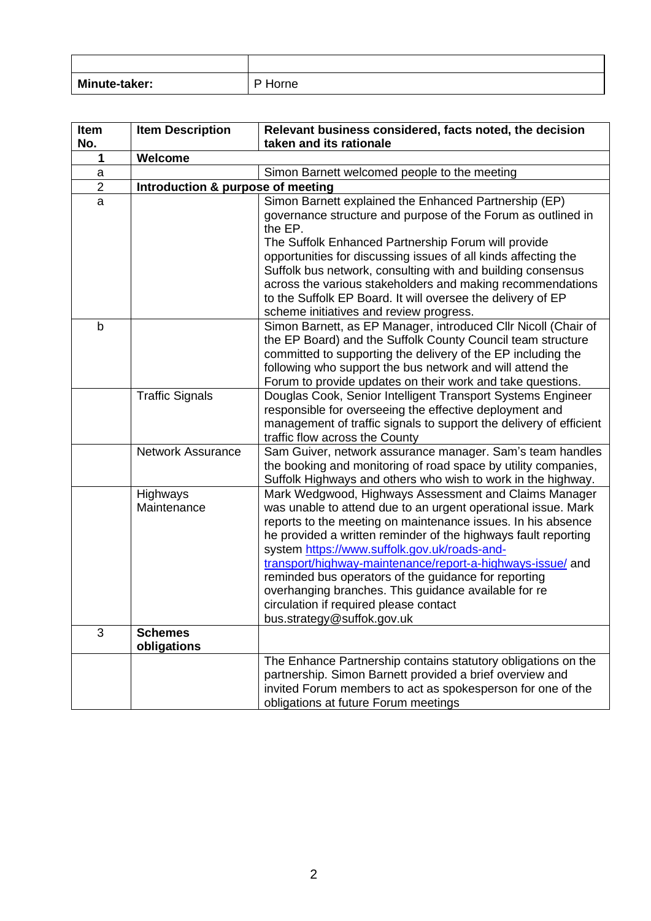| | |
|---|---|
| **Minute-taker:** | P Horne |

| Item No. | Item Description | Relevant business considered, facts noted, the decision taken and its rationale |
|---|---|---|
| **1** | **Welcome** | |
| a | | Simon Barnett welcomed people to the meeting |
| 2 | **Introduction & purpose of meeting** | |
| a | | Simon Barnett explained the Enhanced Partnership (EP) governance structure and purpose of the Forum as outlined in the EP.<br>The Suffolk Enhanced Partnership Forum will provide opportunities for discussing issues of all kinds affecting the Suffolk bus network, consulting with and building consensus across the various stakeholders and making recommendations to the Suffolk EP Board. It will oversee the delivery of EP scheme initiatives and review progress. |
| b | | Simon Barnett, as EP Manager, introduced Cllr Nicoll (Chair of the EP Board) and the Suffolk County Council team structure committed to supporting the delivery of the EP including the following who support the bus network and will attend the Forum to provide updates on their work and take questions. |
| | Traffic Signals | Douglas Cook, Senior Intelligent Transport Systems Engineer responsible for overseeing the effective deployment and management of traffic signals to support the delivery of efficient traffic flow across the County |
| | Network Assurance | Sam Guiver, network assurance manager. Sam's team handles the booking and monitoring of road space by utility companies, Suffolk Highways and others who wish to work in the highway. |
| | Highways Maintenance | Mark Wedgwood, Highways Assessment and Claims Manager was unable to attend due to an urgent operational issue. Mark reports to the meeting on maintenance issues. In his absence he provided a written reminder of the highways fault reporting system [https://www.suffolk.gov.uk/roads-and-transport/highway-maintenance/report-a-highways-issue/](https://www.suffolk.gov.uk/roads-and-transport/highway-maintenance/report-a-highways-issue/) and reminded bus operators of the guidance for reporting overhanging branches. This guidance available for re circulation if required please contact bus.strategy@suffok.gov.uk |
| 3 | **Schemes obligations** | |
| | | The Enhance Partnership contains statutory obligations on the partnership. Simon Barnett provided a brief overview and invited Forum members to act as spokesperson for one of the obligations at future Forum meetings |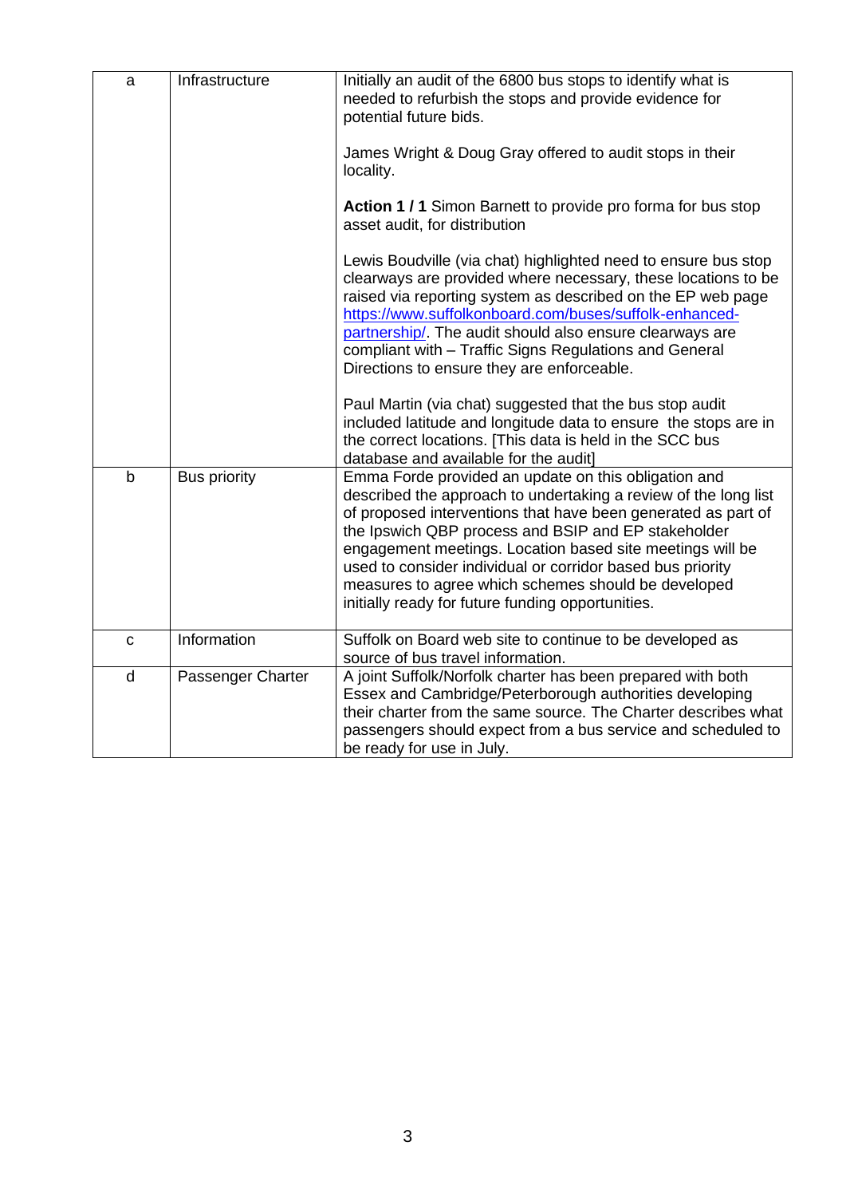| | | |
|---|---|---|
| a | Infrastructure | Initially an audit of the 6800 bus stops to identify what is needed to refurbish the stops and provide evidence for potential future bids.<br><br>James Wright & Doug Gray offered to audit stops in their locality.<br><br>**Action 1 / 1** Simon Barnett to provide pro forma for bus stop asset audit, for distribution<br><br>Lewis Boudville (via chat) highlighted need to ensure bus stop clearways are provided where necessary, these locations to be raised via reporting system as described on the EP web page [https://www.suffolkonboard.com/buses/suffolk-enhanced-partnership/](https://www.suffolkonboard.com/buses/suffolk-enhanced-partnership/). The audit should also ensure clearways are compliant with – Traffic Signs Regulations and General Directions to ensure they are enforceable.<br><br>Paul Martin (via chat) suggested that the bus stop audit included latitude and longitude data to ensure the stops are in the correct locations. [This data is held in the SCC bus database and available for the audit] |
| b | Bus priority | Emma Forde provided an update on this obligation and described the approach to undertaking a review of the long list of proposed interventions that have been generated as part of the Ipswich QBP process and BSIP and EP stakeholder engagement meetings. Location based site meetings will be used to consider individual or corridor based bus priority measures to agree which schemes should be developed initially ready for future funding opportunities. |
| c | Information | Suffolk on Board web site to continue to be developed as source of bus travel information. |
| d | Passenger Charter | A joint Suffolk/Norfolk charter has been prepared with both Essex and Cambridge/Peterborough authorities developing their charter from the same source. The Charter describes what passengers should expect from a bus service and scheduled to be ready for use in July. |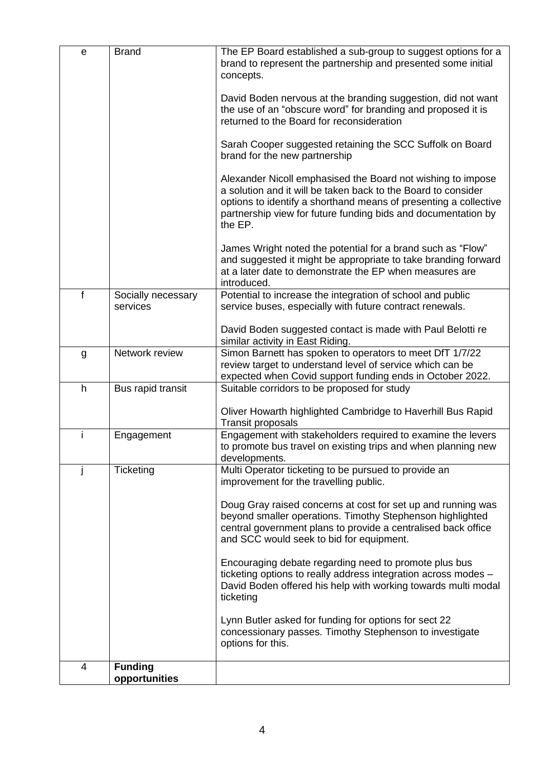| | | |
|---|---|---|
| e | Brand | The EP Board established a sub-group to suggest options for a brand to represent the partnership and presented some initial concepts.<br><br>David Boden nervous at the branding suggestion, did not want the use of an "obscure word" for branding and proposed it is returned to the Board for reconsideration<br><br>Sarah Cooper suggested retaining the SCC Suffolk on Board brand for the new partnership<br><br>Alexander Nicoll emphasised the Board not wishing to impose a solution and it will be taken back to the Board to consider options to identify a shorthand means of presenting a collective partnership view for future funding bids and documentation by the EP.<br><br>James Wright noted the potential for a brand such as "Flow" and suggested it might be appropriate to take branding forward at a later date to demonstrate the EP when measures are introduced. |
| f | Socially necessary services | Potential to increase the integration of school and public service buses, especially with future contract renewals.<br><br>David Boden suggested contact is made with Paul Belotti re similar activity in East Riding. |
| g | Network review | Simon Barnett has spoken to operators to meet DfT 1/7/22 review target to understand level of service which can be expected when Covid support funding ends in October 2022. |
| h | Bus rapid transit | Suitable corridors to be proposed for study<br><br>Oliver Howarth highlighted Cambridge to Haverhill Bus Rapid Transit proposals |
| i | Engagement | Engagement with stakeholders required to examine the levers to promote bus travel on existing trips and when planning new developments. |
| j | Ticketing | Multi Operator ticketing to be pursued to provide an improvement for the travelling public.<br><br>Doug Gray raised concerns at cost for set up and running was beyond smaller operations. Timothy Stephenson highlighted central government plans to provide a centralised back office and SCC would seek to bid for equipment.<br><br>Encouraging debate regarding need to promote plus bus ticketing options to really address integration across modes – David Boden offered his help with working towards multi modal ticketing<br><br>Lynn Butler asked for funding for options for sect 22 concessionary passes. Timothy Stephenson to investigate options for this. |
| 4 | **Funding opportunities** | |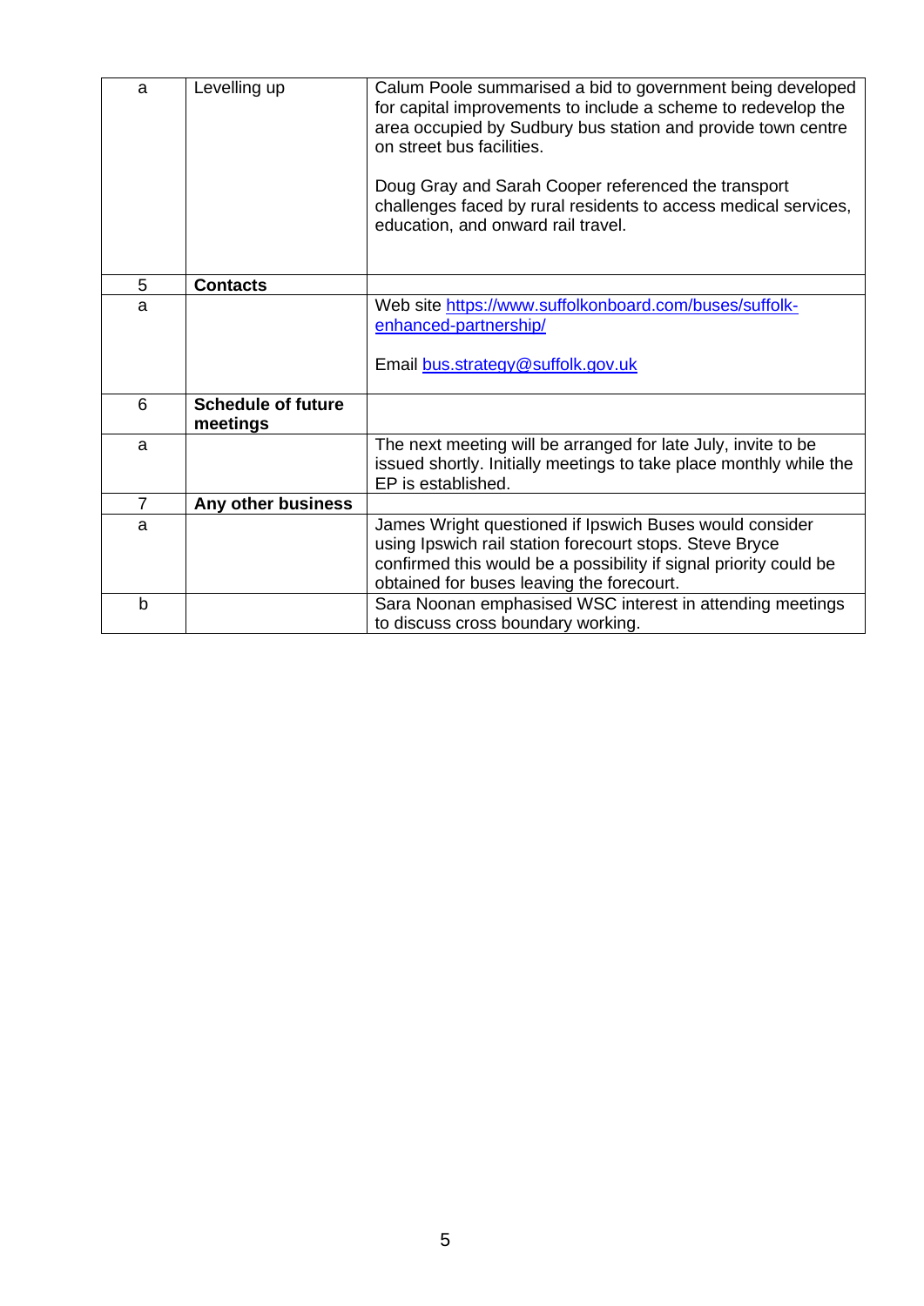| | | |
|---|---|---|
| a | Levelling up | Calum Poole summarised a bid to government being developed for capital improvements to include a scheme to redevelop the area occupied by Sudbury bus station and provide town centre on street bus facilities.<br><br>Doug Gray and Sarah Cooper referenced the transport challenges faced by rural residents to access medical services, education, and onward rail travel. |
| 5 | **Contacts** | |
| a | | Web site https://www.suffolkonboard.com/buses/suffolk-enhanced-partnership/<br><br>Email bus.strategy@suffolk.gov.uk |
| 6 | **Schedule of future meetings** | |
| a | | The next meeting will be arranged for late July, invite to be issued shortly. Initially meetings to take place monthly while the EP is established. |
| 7 | **Any other business** | |
| a | | James Wright questioned if Ipswich Buses would consider using Ipswich rail station forecourt stops. Steve Bryce confirmed this would be a possibility if signal priority could be obtained for buses leaving the forecourt. |
| b | | Sara Noonan emphasised WSC interest in attending meetings to discuss cross boundary working. |